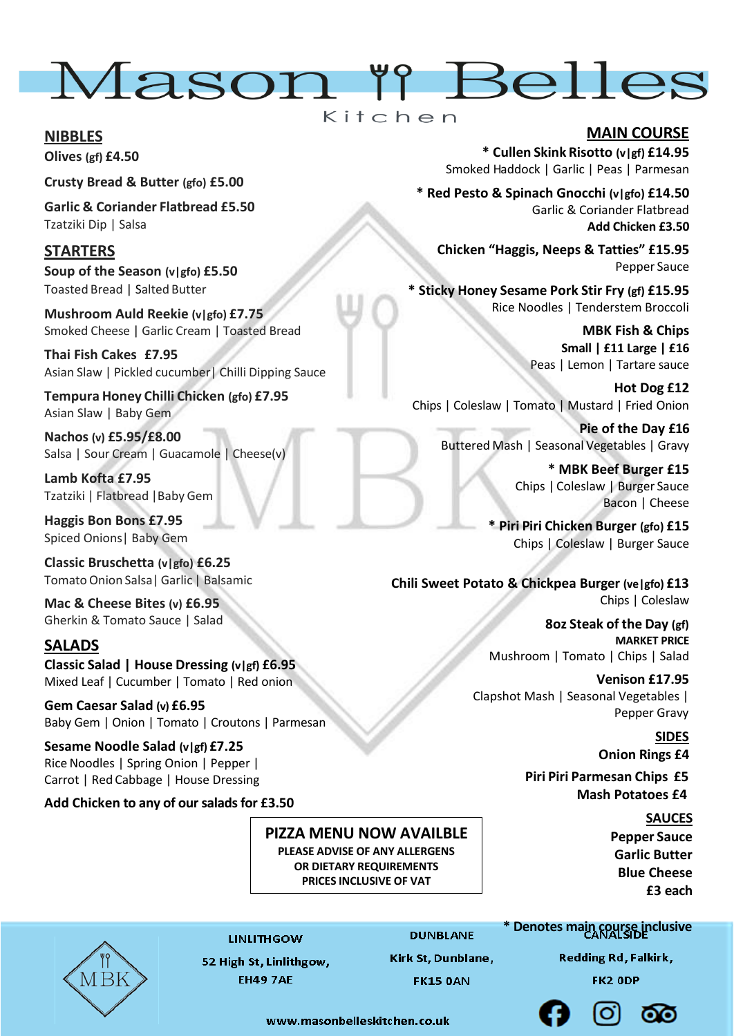# Mason Belles

Kitchen

## NIBBLES

**Olives (gf) £4.50**

**Crusty Bread & Butter (gfo) £5.00**

**Garlic & Coriander Flatbread £5.50**
Tzatziki Dip | Salsa

## STARTERS

**Soup of the Season (v|gfo) £5.50**
Toasted Bread | Salted Butter

**Mushroom Auld Reekie (v|gfo) £7.75**
Smoked Cheese | Garlic Cream | Toasted Bread

**Thai Fish Cakes £7.95**
Asian Slaw | Pickled cucumber | Chilli Dipping Sauce

**Tempura Honey Chilli Chicken (gfo) £7.95**
Asian Slaw | Baby Gem

**Nachos (v) £5.95/£8.00**
Salsa | Sour Cream | Guacamole | Cheese(v)

**Lamb Kofta £7.95**
Tzatziki | Flatbread | Baby Gem

**Haggis Bon Bons £7.95**
Spiced Onions | Baby Gem

**Classic Bruschetta (v|gfo) £6.25**
Tomato Onion Salsa | Garlic | Balsamic

**Mac & Cheese Bites (v) £6.95**
Gherkin & Tomato Sauce | Salad

## SALADS

**Classic Salad | House Dressing (v|gf) £6.95**
Mixed Leaf | Cucumber | Tomato | Red onion

**Gem Caesar Salad (v) £6.95**
Baby Gem | Onion | Tomato | Croutons | Parmesan

**Sesame Noodle Salad (v|gf) £7.25**
Rice Noodles | Spring Onion | Pepper | Carrot | Red Cabbage | House Dressing

**Add Chicken to any of our salads for £3.50**

## MAIN COURSE

*** Cullen Skink Risotto (v|gf) £14.95**
Smoked Haddock | Garlic | Peas | Parmesan

*** Red Pesto & Spinach Gnocchi (v|gfo) £14.50**
Garlic & Coriander Flatbread
**Add Chicken £3.50**

**Chicken "Haggis, Neeps & Tatties" £15.95**
Pepper Sauce

*** Sticky Honey Sesame Pork Stir Fry (gf) £15.95**
Rice Noodles | Tenderstem Broccoli

**MBK Fish & Chips**
**Small | £11 Large | £16**
Peas | Lemon | Tartare sauce

**Hot Dog £12**
Chips | Coleslaw | Tomato | Mustard | Fried Onion

**Pie of the Day £16**
Buttered Mash | Seasonal Vegetables | Gravy

*** MBK Beef Burger £15**
Chips | Coleslaw | Burger Sauce
Bacon | Cheese

*** Piri Piri Chicken Burger (gfo) £15**
Chips | Coleslaw | Burger Sauce

**Chili Sweet Potato & Chickpea Burger (ve|gfo) £13**
Chips | Coleslaw

**8oz Steak of the Day (gf)**
**MARKET PRICE**
Mushroom | Tomato | Chips | Salad

**Venison £17.95**
Clapshot Mash | Seasonal Vegetables | Pepper Gravy

## SIDES

**Onion Rings £4**

**Piri Piri Parmesan Chips £5**

**Mash Potatoes £4**

## SAUCES

**Pepper Sauce**
**Garlic Butter**
**Blue Cheese**
**£3 each**

**PIZZA MENU NOW AVAILBLE**
**PLEASE ADVISE OF ANY ALLERGENS OR DIETARY REQUIREMENTS**
**PRICES INCLUSIVE OF VAT**

*** Denotes main course inclusive**

MBK

**LINLITHGOW**
52 High St, Linlithgow, EH49 7AE

**DUNBLANE**
Kirk St, Dunblane, FK15 0AN

**CANALSIDE**
Redding Rd, Falkirk, FK2 0DP

www.masonbelleskitchen.co.uk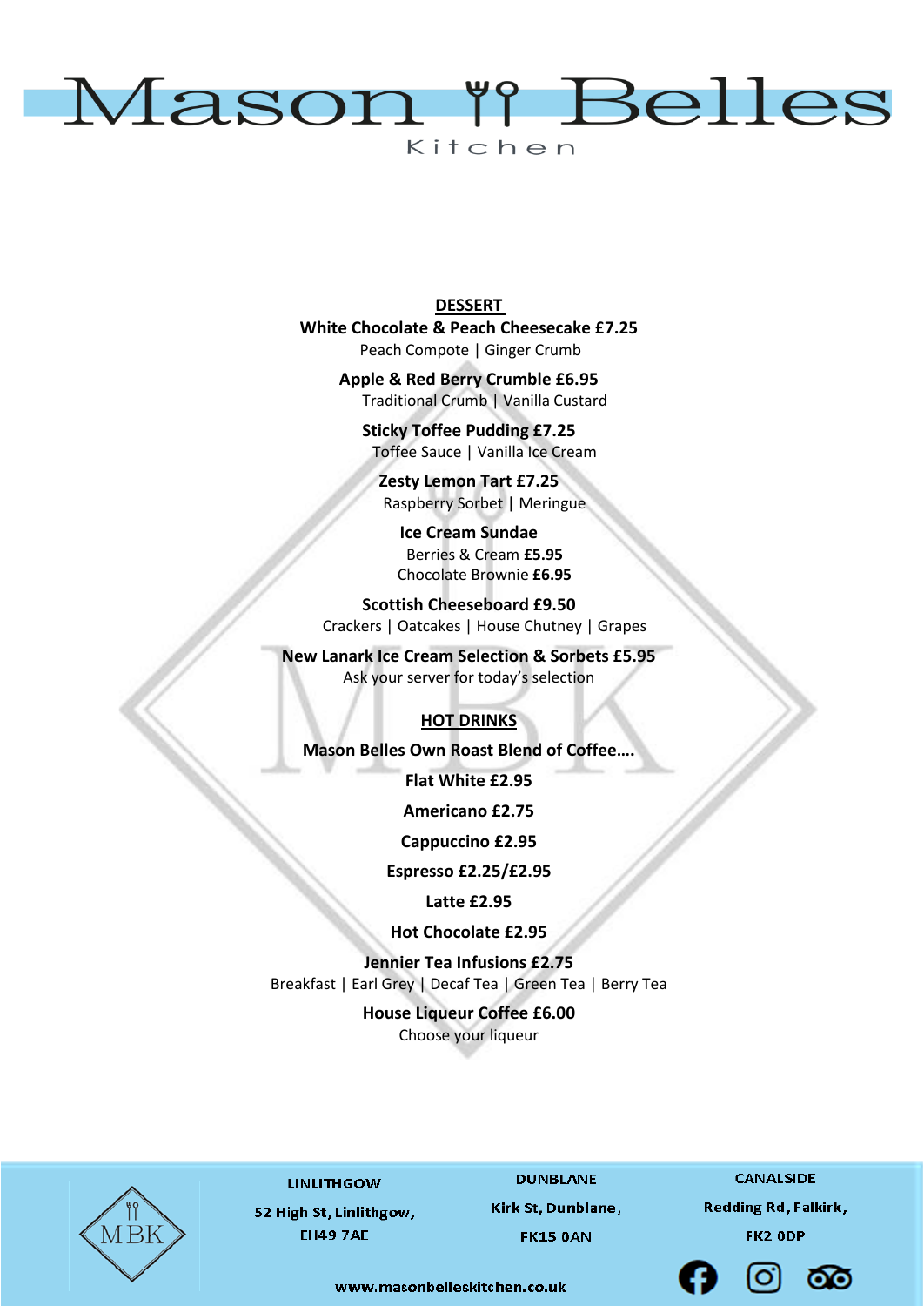# Mason Belles

Kitchen

## DESSERT

**White Chocolate & Peach Cheesecake £7.25**
Peach Compote | Ginger Crumb

**Apple & Red Berry Crumble £6.95**
Traditional Crumb | Vanilla Custard

**Sticky Toffee Pudding £7.25**
Toffee Sauce | Vanilla Ice Cream

**Zesty Lemon Tart £7.25**
Raspberry Sorbet | Meringue

**Ice Cream Sundae**
Berries & Cream **£5.95**
Chocolate Brownie **£6.95**

**Scottish Cheeseboard £9.50**
Crackers | Oatcakes | House Chutney | Grapes

**New Lanark Ice Cream Selection & Sorbets £5.95**
Ask your server for today's selection

## HOT DRINKS

**Mason Belles Own Roast Blend of Coffee….**

**Flat White £2.95**

**Americano £2.75**

**Cappuccino £2.95**

**Espresso £2.25/£2.95**

**Latte £2.95**

**Hot Chocolate £2.95**

**Jennier Tea Infusions £2.75**
Breakfast | Earl Grey | Decaf Tea | Green Tea | Berry Tea

**House Liqueur Coffee £6.00**
Choose your liqueur

MBK

**LINLITHGOW**
52 High St, Linlithgow,
EH49 7AE

**DUNBLANE**
Kirk St, Dunblane,
FK15 0AN

**CANALSIDE**
Redding Rd, Falkirk,
FK2 0DP

www.masonbelleskitchen.co.uk